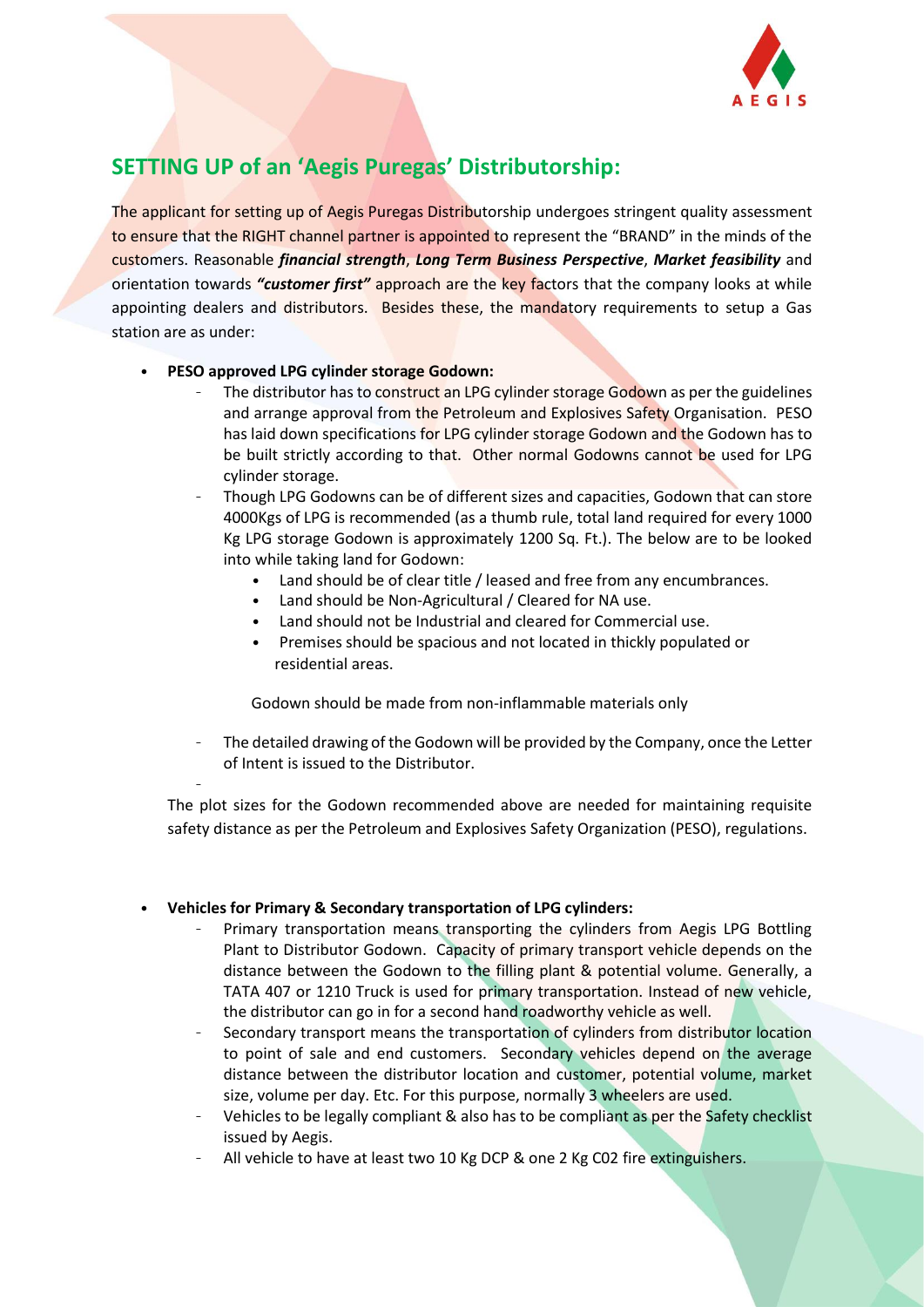## SETTING UP of an 'Aegis Puregas' Distributorship:

The applicant for setting up of Aegis Puregas Distributorship undergoes stringent quality assessment to ensure that the RIGHT channel partner is appointed to represent the "BRAND" in the minds of the customers. Reasonable ***financial strength***, ***Long Term Business Perspective***, ***Market feasibility*** and orientation towards ***"customer first"*** approach are the key factors that the company looks at while appointing dealers and distributors. Besides these, the mandatory requirements to setup a Gas station are as under:

- **PESO approved LPG cylinder storage Godown:**
  - The distributor has to construct an LPG cylinder storage Godown as per the guidelines and arrange approval from the Petroleum and Explosives Safety Organisation. PESO has laid down specifications for LPG cylinder storage Godown and the Godown has to be built strictly according to that. Other normal Godowns cannot be used for LPG cylinder storage.
  - Though LPG Godowns can be of different sizes and capacities, Godown that can store 4000Kgs of LPG is recommended (as a thumb rule, total land required for every 1000 Kg LPG storage Godown is approximately 1200 Sq. Ft.). The below are to be looked into while taking land for Godown:
    - Land should be of clear title / leased and free from any encumbrances.
    - Land should be Non-Agricultural / Cleared for NA use.
    - Land should not be Industrial and cleared for Commercial use.
    - Premises should be spacious and not located in thickly populated or residential areas.

    Godown should be made from non-inflammable materials only
  - The detailed drawing of the Godown will be provided by the Company, once the Letter of Intent is issued to the Distributor.

  The plot sizes for the Godown recommended above are needed for maintaining requisite safety distance as per the Petroleum and Explosives Safety Organization (PESO), regulations.

- **Vehicles for Primary & Secondary transportation of LPG cylinders:**
  - Primary transportation means transporting the cylinders from Aegis LPG Bottling Plant to Distributor Godown. Capacity of primary transport vehicle depends on the distance between the Godown to the filling plant & potential volume. Generally, a TATA 407 or 1210 Truck is used for primary transportation. Instead of new vehicle, the distributor can go in for a second hand roadworthy vehicle as well.
  - Secondary transport means the transportation of cylinders from distributor location to point of sale and end customers. Secondary vehicles depend on the average distance between the distributor location and customer, potential volume, market size, volume per day. Etc. For this purpose, normally 3 wheelers are used.
  - Vehicles to be legally compliant & also has to be compliant as per the Safety checklist issued by Aegis.
  - All vehicle to have at least two 10 Kg DCP & one 2 Kg C02 fire extinguishers.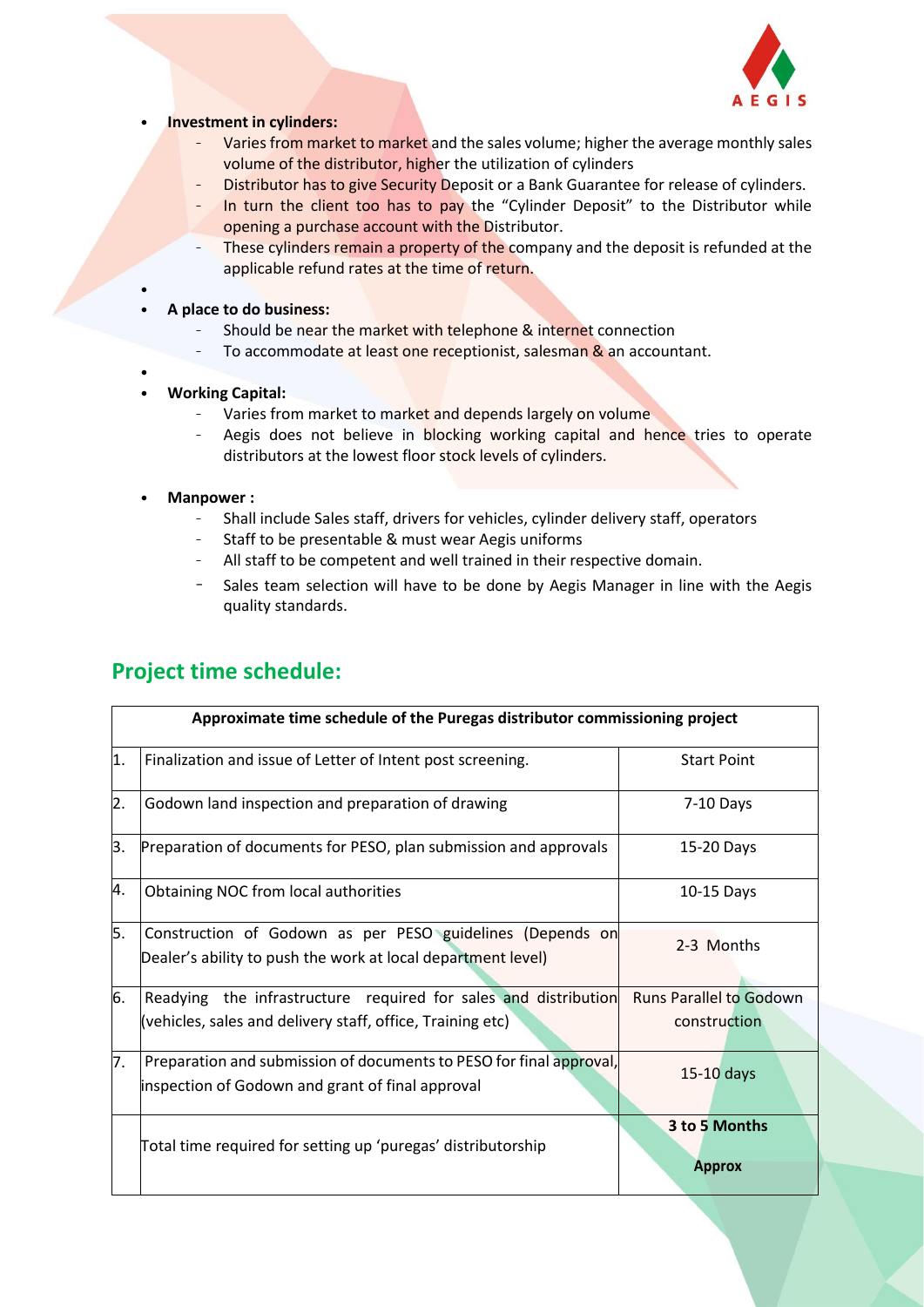- **Investment in cylinders:**
  - Varies from market to market and the sales volume; higher the average monthly sales volume of the distributor, higher the utilization of cylinders
  - Distributor has to give Security Deposit or a Bank Guarantee for release of cylinders.
  - In turn the client too has to pay the "Cylinder Deposit" to the Distributor while opening a purchase account with the Distributor.
  - These cylinders remain a property of the company and the deposit is refunded at the applicable refund rates at the time of return.

- **A place to do business:**
  - Should be near the market with telephone & internet connection
  - To accommodate at least one receptionist, salesman & an accountant.

- **Working Capital:**
  - Varies from market to market and depends largely on volume
  - Aegis does not believe in blocking working capital and hence tries to operate distributors at the lowest floor stock levels of cylinders.

- **Manpower :**
  - Shall include Sales staff, drivers for vehicles, cylinder delivery staff, operators
  - Staff to be presentable & must wear Aegis uniforms
  - All staff to be competent and well trained in their respective domain.
  - Sales team selection will have to be done by Aegis Manager in line with the Aegis quality standards.

## Project time schedule:

| Approximate time schedule of the Puregas distributor commissioning project | | |
|---|---|---|
| 1. | Finalization and issue of Letter of Intent post screening. | Start Point |
| 2. | Godown land inspection and preparation of drawing | 7-10 Days |
| 3. | Preparation of documents for PESO, plan submission and approvals | 15-20 Days |
| 4. | Obtaining NOC from local authorities | 10-15 Days |
| 5. | Construction of Godown as per PESO guidelines (Depends on Dealer's ability to push the work at local department level) | 2-3 Months |
| 6. | Readying the infrastructure required for sales and distribution (vehicles, sales and delivery staff, office, Training etc) | Runs Parallel to Godown construction |
| 7. | Preparation and submission of documents to PESO for final approval, inspection of Godown and grant of final approval | 15-10 days |
| | Total time required for setting up 'puregas' distributorship | **3 to 5 Months Approx** |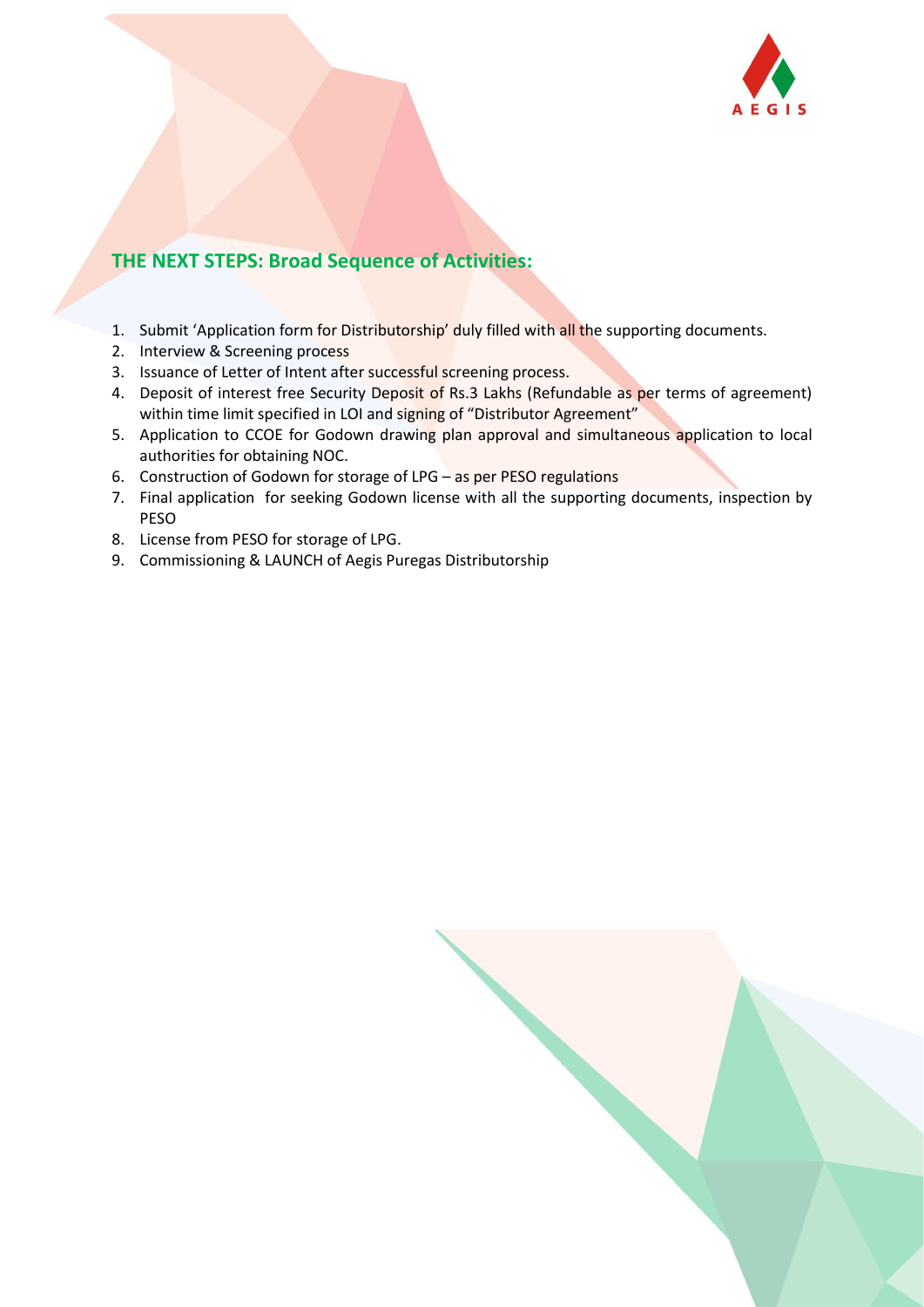## THE NEXT STEPS: Broad Sequence of Activities:

1. Submit 'Application form for Distributorship' duly filled with all the supporting documents.
2. Interview & Screening process
3. Issuance of Letter of Intent after successful screening process.
4. Deposit of interest free Security Deposit of Rs.3 Lakhs (Refundable as per terms of agreement) within time limit specified in LOI and signing of "Distributor Agreement"
5. Application to CCOE for Godown drawing plan approval and simultaneous application to local authorities for obtaining NOC.
6. Construction of Godown for storage of LPG – as per PESO regulations
7. Final application for seeking Godown license with all the supporting documents, inspection by PESO
8. License from PESO for storage of LPG.
9. Commissioning & LAUNCH of Aegis Puregas Distributorship